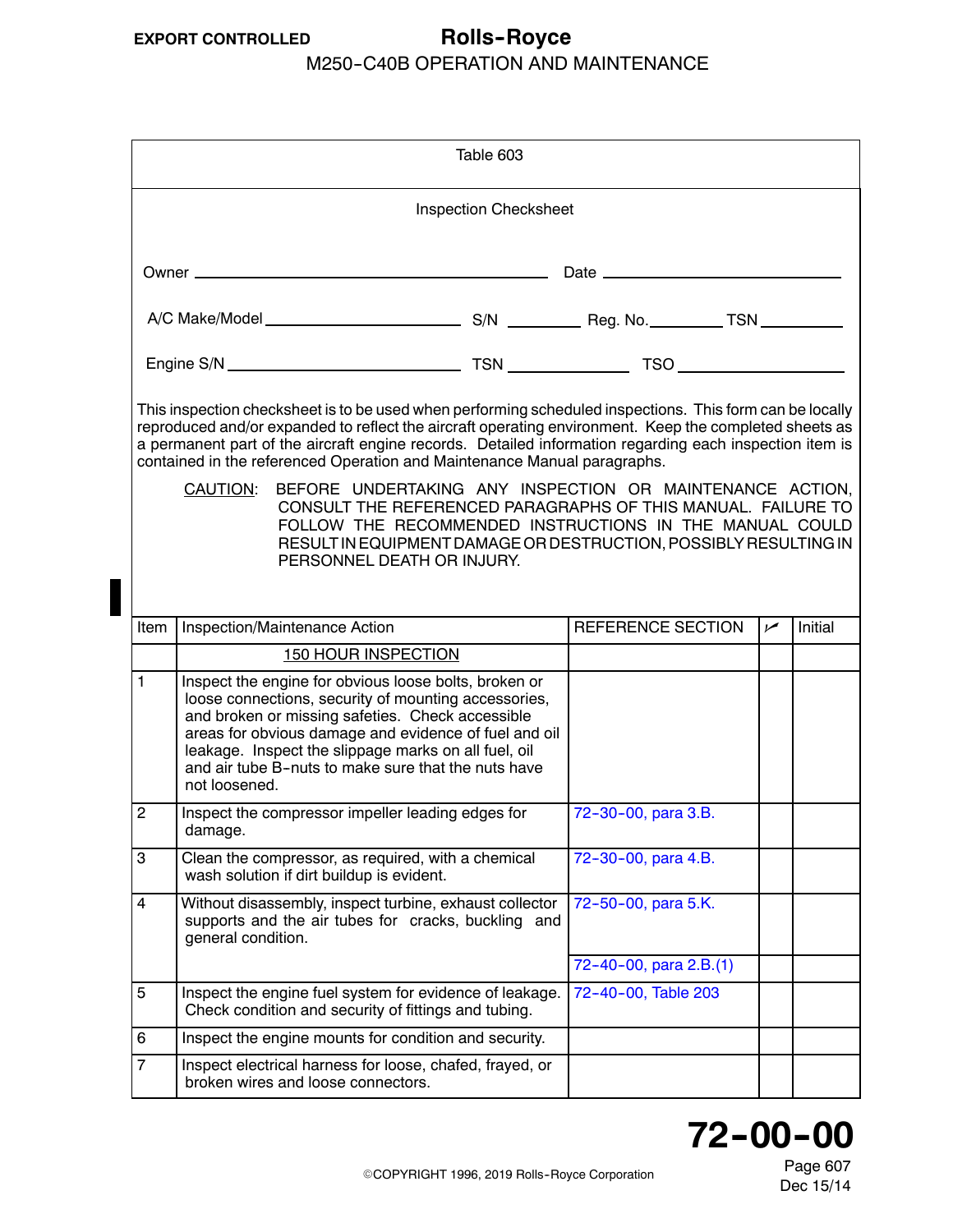Table 603

Inspection Checksheet

Owner ______________________________ Date ____________________

A/C Make/Model ____________________ S/N ________ Reg. No. ________ TSN ________

Engine S/N ______________________ TSN ____________ TSO ________________

This inspection checksheet is to be used when performing scheduled inspections. This form can be locally reproduced and/or expanded to reflect the aircraft operating environment. Keep the completed sheets as a permanent part of the aircraft engine records. Detailed information regarding each inspection item is contained in the referenced Operation and Maintenance Manual paragraphs.

CAUTION: BEFORE UNDERTAKING ANY INSPECTION OR MAINTENANCE ACTION, CONSULT THE REFERENCED PARAGRAPHS OF THIS MANUAL. FAILURE TO FOLLOW THE RECOMMENDED INSTRUCTIONS IN THE MANUAL COULD RESULT IN EQUIPMENT DAMAGE OR DESTRUCTION, POSSIBLY RESULTING IN PERSONNEL DEATH OR INJURY.

| Item | Inspection/Maintenance Action | REFERENCE SECTION | ✓ | Initial |
|---|---|---|---|---|
| | 150 HOUR INSPECTION | | | |
| 1 | Inspect the engine for obvious loose bolts, broken or loose connections, security of mounting accessories, and broken or missing safeties. Check accessible areas for obvious damage and evidence of fuel and oil leakage. Inspect the slippage marks on all fuel, oil and air tube B-nuts to make sure that the nuts have not loosened. | | | |
| 2 | Inspect the compressor impeller leading edges for damage. | 72-30-00, para 3.B. | | |
| 3 | Clean the compressor, as required, with a chemical wash solution if dirt buildup is evident. | 72-30-00, para 4.B. | | |
| 4 | Without disassembly, inspect turbine, exhaust collector supports and the air tubes for cracks, buckling and general condition. | 72-50-00, para 5.K. | | |
| | | 72-40-00, para 2.B.(1) | | |
| 5 | Inspect the engine fuel system for evidence of leakage. Check condition and security of fittings and tubing. | 72-40-00, Table 203 | | |
| 6 | Inspect the engine mounts for condition and security. | | | |
| 7 | Inspect electrical harness for loose, chafed, frayed, or broken wires and loose connectors. | | | |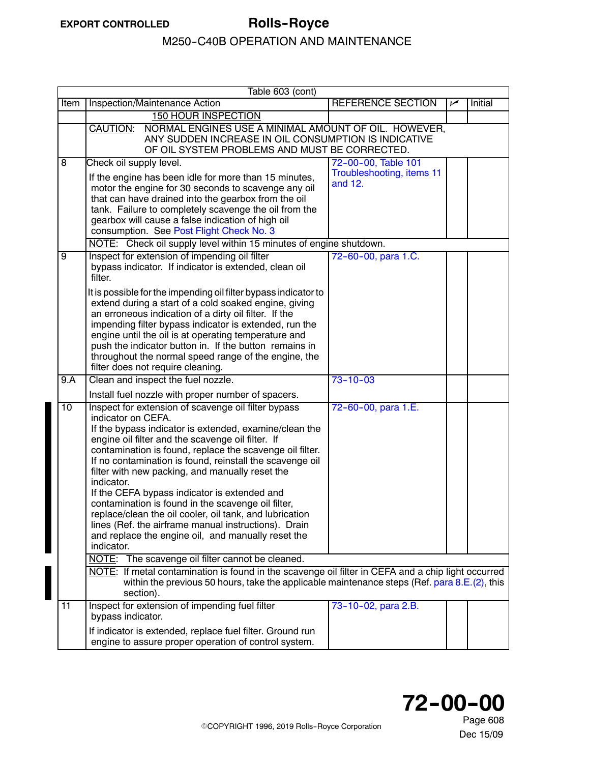Table 603 (cont)

| Item | Inspection/Maintenance Action | REFERENCE SECTION | ✓ | Initial |
|---|---|---|---|---|
| | 150 HOUR INSPECTION | | | |
| | CAUTION: NORMAL ENGINES USE A MINIMAL AMOUNT OF OIL. HOWEVER, ANY SUDDEN INCREASE IN OIL CONSUMPTION IS INDICATIVE OF OIL SYSTEM PROBLEMS AND MUST BE CORRECTED. | | | |
| 8 | Check oil supply level.<br><br>If the engine has been idle for more than 15 minutes, motor the engine for 30 seconds to scavenge any oil that can have drained into the gearbox from the oil tank. Failure to completely scavenge the oil from the gearbox will cause a false indication of high oil consumption. See Post Flight Check No. 3 | 72-00-00, Table 101 Troubleshooting, items 11 and 12. | | |
| | NOTE: Check oil supply level within 15 minutes of engine shutdown. | | | |
| 9 | Inspect for extension of impending oil filter bypass indicator. If indicator is extended, clean oil filter.<br><br>It is possible for the impending oil filter bypass indicator to extend during a start of a cold soaked engine, giving an erroneous indication of a dirty oil filter. If the impending filter bypass indicator is extended, run the engine until the oil is at operating temperature and push the indicator button in. If the button remains in throughout the normal speed range of the engine, the filter does not require cleaning. | 72-60-00, para 1.C. | | |
| 9.A | Clean and inspect the fuel nozzle.<br><br>Install fuel nozzle with proper number of spacers. | 73-10-03 | | |
| 10 | Inspect for extension of scavenge oil filter bypass indicator on CEFA.<br>If the bypass indicator is extended, examine/clean the engine oil filter and the scavenge oil filter. If contamination is found, replace the scavenge oil filter. If no contamination is found, reinstall the scavenge oil filter with new packing, and manually reset the indicator.<br>If the CEFA bypass indicator is extended and contamination is found in the scavenge oil filter, replace/clean the oil cooler, oil tank, and lubrication lines (Ref. the airframe manual instructions). Drain and replace the engine oil, and manually reset the indicator. | 72-60-00, para 1.E. | | |
| | NOTE: The scavenge oil filter cannot be cleaned. | | | |
| | NOTE: If metal contamination is found in the scavenge oil filter in CEFA and a chip light occurred within the previous 50 hours, take the applicable maintenance steps (Ref. para 8.E.(2), this section). | | | |
| 11 | Inspect for extension of impending fuel filter bypass indicator.<br><br>If indicator is extended, replace fuel filter. Ground run engine to assure proper operation of control system. | 73-10-02, para 2.B. | | |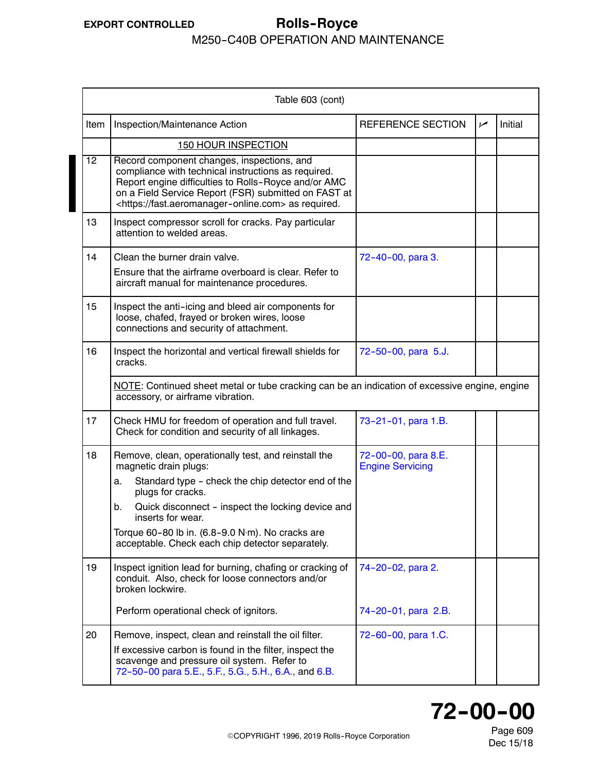| Table 603 (cont) | | | | |
|---|---|---|---|---|
| Item | Inspection/Maintenance Action | REFERENCE SECTION | ✓ | Initial |
| | 150 HOUR INSPECTION | | | |
| 12 | Record component changes, inspections, and compliance with technical instructions as required. Report engine difficulties to Rolls-Royce and/or AMC on a Field Service Report (FSR) submitted on FAST at <https://fast.aeromanager-online.com> as required. | | | |
| 13 | Inspect compressor scroll for cracks. Pay particular attention to welded areas. | | | |
| 14 | Clean the burner drain valve.<br>Ensure that the airframe overboard is clear. Refer to aircraft manual for maintenance procedures. | 72-40-00, para 3. | | |
| 15 | Inspect the anti-icing and bleed air components for loose, chafed, frayed or broken wires, loose connections and security of attachment. | | | |
| 16 | Inspect the horizontal and vertical firewall shields for cracks. | 72-50-00, para 5.J. | | |
| | NOTE: Continued sheet metal or tube cracking can be an indication of excessive engine, engine accessory, or airframe vibration. | | | |
| 17 | Check HMU for freedom of operation and full travel. Check for condition and security of all linkages. | 73-21-01, para 1.B. | | |
| 18 | Remove, clean, operationally test, and reinstall the magnetic drain plugs:<br>a. Standard type - check the chip detector end of the plugs for cracks.<br>b. Quick disconnect - inspect the locking device and inserts for wear.<br>Torque 60-80 lb in. (6.8-9.0 N·m). No cracks are acceptable. Check each chip detector separately. | 72-00-00, para 8.E. Engine Servicing | | |
| 19 | Inspect ignition lead for burning, chafing or cracking of conduit. Also, check for loose connectors and/or broken lockwire.<br>Perform operational check of ignitors. | 74-20-02, para 2.<br>74-20-01, para 2.B. | | |
| 20 | Remove, inspect, clean and reinstall the oil filter.<br>If excessive carbon is found in the filter, inspect the scavenge and pressure oil system. Refer to 72-50-00 para 5.E., 5.F., 5.G., 5.H., 6.A., and 6.B. | 72-60-00, para 1.C. | | |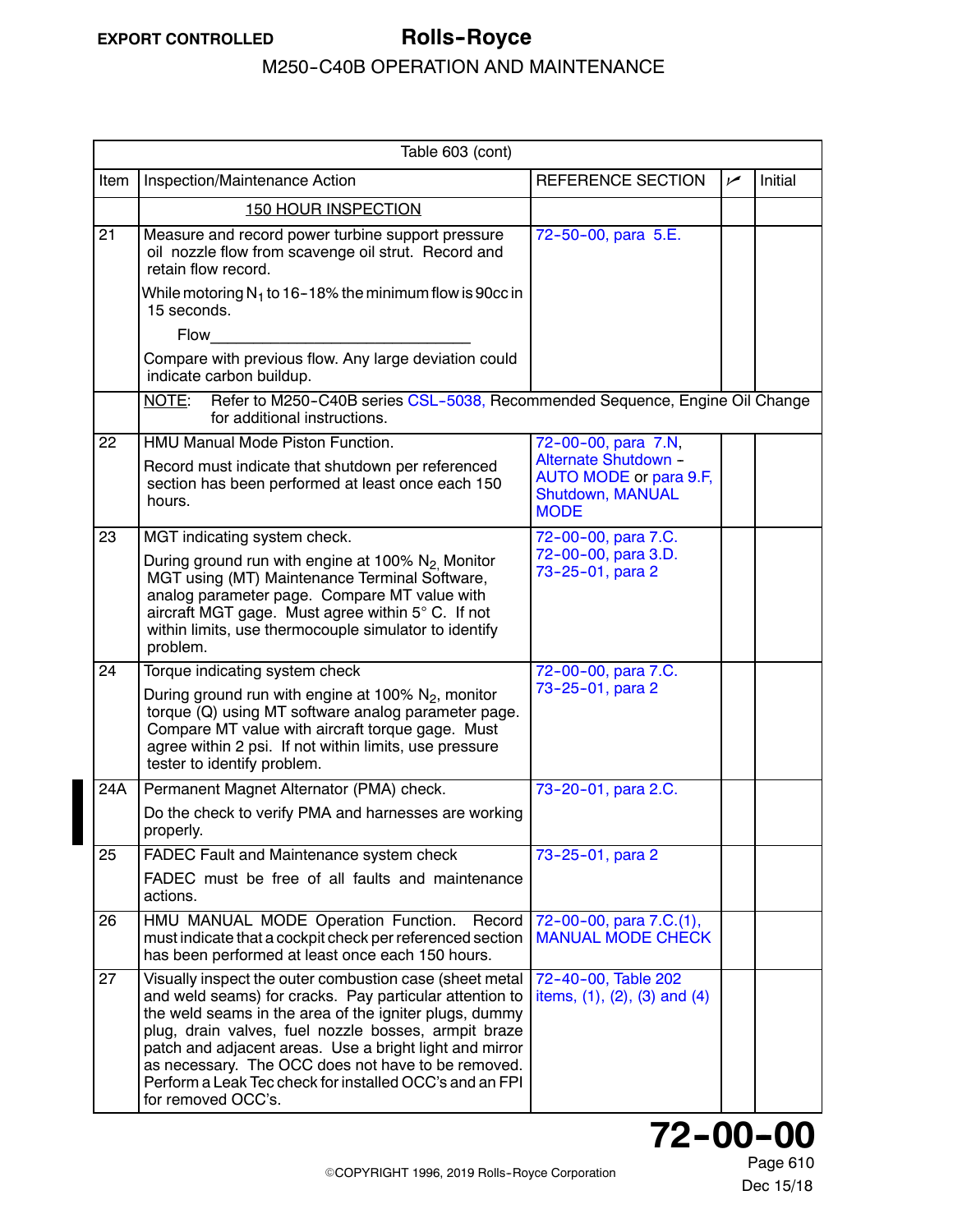| Table 603 (cont) | | | | |
|---|---|---|---|---|
| Item | Inspection/Maintenance Action | REFERENCE SECTION | ✓ | Initial |
| | 150 HOUR INSPECTION | | | |
| 21 | Measure and record power turbine support pressure oil nozzle flow from scavenge oil strut. Record and retain flow record.<br><br>While motoring $N_1$ to 16-18% the minimum flow is 90cc in 15 seconds.<br><br>Flow______________________________<br><br>Compare with previous flow. Any large deviation could indicate carbon buildup. | 72-50-00, para 5.E. | | |
| | NOTE: Refer to M250-C40B series CSL-5038, Recommended Sequence, Engine Oil Change for additional instructions. | | | |
| 22 | HMU Manual Mode Piston Function.<br><br>Record must indicate that shutdown per referenced section has been performed at least once each 150 hours. | 72-00-00, para 7.N, Alternate Shutdown - AUTO MODE or para 9.F, Shutdown, MANUAL MODE | | |
| 23 | MGT indicating system check.<br><br>During ground run with engine at 100% $N_2$, Monitor MGT using (MT) Maintenance Terminal Software, analog parameter page. Compare MT value with aircraft MGT gage. Must agree within 5° C. If not within limits, use thermocouple simulator to identify problem. | 72-00-00, para 7.C.<br>72-00-00, para 3.D.<br>73-25-01, para 2 | | |
| 24 | Torque indicating system check<br><br>During ground run with engine at 100% $N_2$, monitor torque (Q) using MT software analog parameter page. Compare MT value with aircraft torque gage. Must agree within 2 psi. If not within limits, use pressure tester to identify problem. | 72-00-00, para 7.C.<br>73-25-01, para 2 | | |
| 24A | Permanent Magnet Alternator (PMA) check.<br><br>Do the check to verify PMA and harnesses are working properly. | 73-20-01, para 2.C. | | |
| 25 | FADEC Fault and Maintenance system check<br><br>FADEC must be free of all faults and maintenance actions. | 73-25-01, para 2 | | |
| 26 | HMU MANUAL MODE Operation Function. Record must indicate that a cockpit check per referenced section has been performed at least once each 150 hours. | 72-00-00, para 7.C.(1), MANUAL MODE CHECK | | |
| 27 | Visually inspect the outer combustion case (sheet metal and weld seams) for cracks. Pay particular attention to the weld seams in the area of the igniter plugs, dummy plug, drain valves, fuel nozzle bosses, armpit braze patch and adjacent areas. Use a bright light and mirror as necessary. The OCC does not have to be removed. Perform a Leak Tec check for installed OCC's and an FPI for removed OCC's. | 72-40-00, Table 202 items, (1), (2), (3) and (4) | | |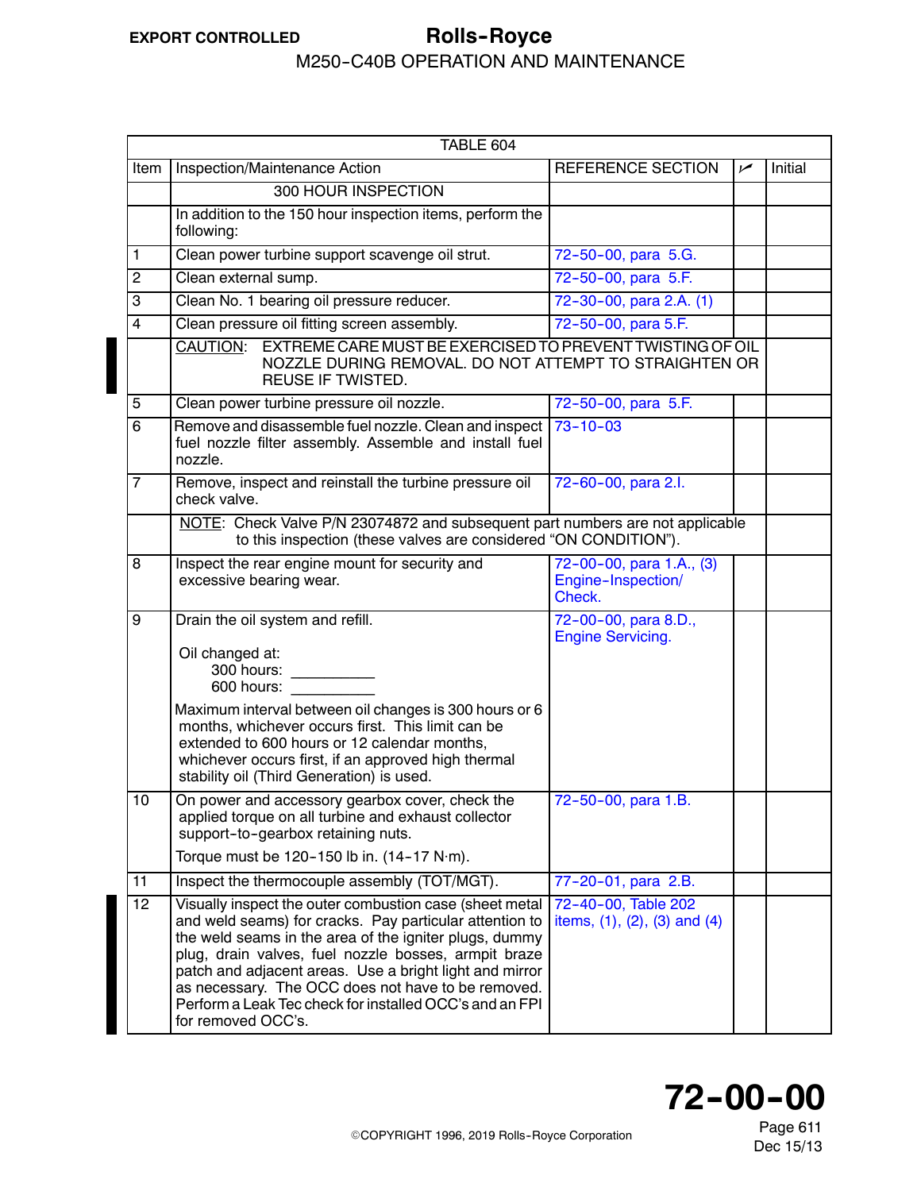| TABLE 604 | | | | |
|---|---|---|---|---|
| Item | Inspection/Maintenance Action | REFERENCE SECTION | ✓ | Initial |
| | 300 HOUR INSPECTION | | | |
| | In addition to the 150 hour inspection items, perform the following: | | | |
| 1 | Clean power turbine support scavenge oil strut. | 72-50-00, para 5.G. | | |
| 2 | Clean external sump. | 72-50-00, para 5.F. | | |
| 3 | Clean No. 1 bearing oil pressure reducer. | 72-30-00, para 2.A. (1) | | |
| 4 | Clean pressure oil fitting screen assembly. | 72-50-00, para 5.F. | | |
| | CAUTION: EXTREME CARE MUST BE EXERCISED TO PREVENT TWISTING OF OIL NOZZLE DURING REMOVAL. DO NOT ATTEMPT TO STRAIGHTEN OR REUSE IF TWISTED. | | | |
| 5 | Clean power turbine pressure oil nozzle. | 72-50-00, para 5.F. | | |
| 6 | Remove and disassemble fuel nozzle. Clean and inspect fuel nozzle filter assembly. Assemble and install fuel nozzle. | 73-10-03 | | |
| 7 | Remove, inspect and reinstall the turbine pressure oil check valve. | 72-60-00, para 2.I. | | |
| | NOTE: Check Valve P/N 23074872 and subsequent part numbers are not applicable to this inspection (these valves are considered "ON CONDITION"). | | | |
| 8 | Inspect the rear engine mount for security and excessive bearing wear. | 72-00-00, para 1.A., (3) Engine-Inspection/ Check. | | |
| 9 | Drain the oil system and refill.<br><br>Oil changed at:<br>300 hours: __________<br>600 hours: __________<br><br>Maximum interval between oil changes is 300 hours or 6 months, whichever occurs first. This limit can be extended to 600 hours or 12 calendar months, whichever occurs first, if an approved high thermal stability oil (Third Generation) is used. | 72-00-00, para 8.D., Engine Servicing. | | |
| 10 | On power and accessory gearbox cover, check the applied torque on all turbine and exhaust collector support-to-gearbox retaining nuts.<br><br>Torque must be 120-150 lb in. (14-17 N·m). | 72-50-00, para 1.B. | | |
| 11 | Inspect the thermocouple assembly (TOT/MGT). | 77-20-01, para 2.B. | | |
| 12 | Visually inspect the outer combustion case (sheet metal and weld seams) for cracks. Pay particular attention to the weld seams in the area of the igniter plugs, dummy plug, drain valves, fuel nozzle bosses, armpit braze patch and adjacent areas. Use a bright light and mirror as necessary. The OCC does not have to be removed. Perform a Leak Tec check for installed OCC's and an FPI for removed OCC's. | 72-40-00, Table 202 items, (1), (2), (3) and (4) | | |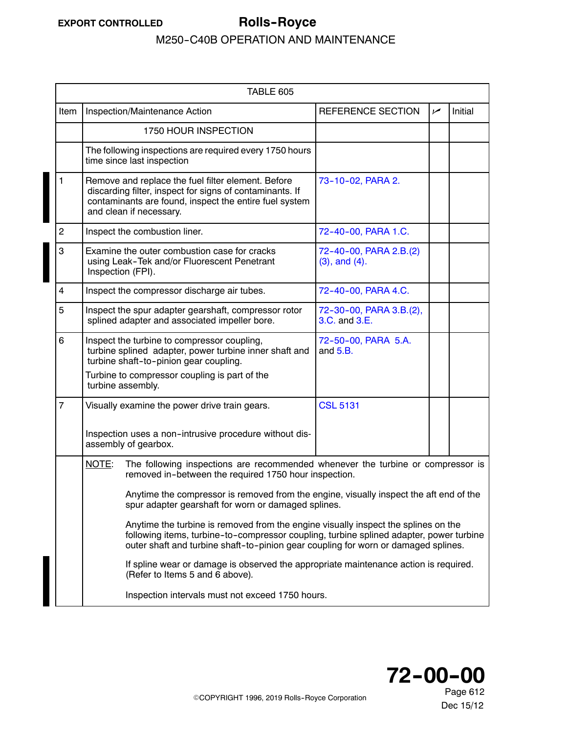| TABLE 605 | | | | |
|---|---|---|---|---|
| Item | Inspection/Maintenance Action | REFERENCE SECTION | ✓ | Initial |
| | 1750 HOUR INSPECTION | | | |
| | The following inspections are required every 1750 hours time since last inspection | | | |
| 1 | Remove and replace the fuel filter element. Before discarding filter, inspect for signs of contaminants. If contaminants are found, inspect the entire fuel system and clean if necessary. | 73-10-02, PARA 2. | | |
| 2 | Inspect the combustion liner. | 72-40-00, PARA 1.C. | | |
| 3 | Examine the outer combustion case for cracks using Leak-Tek and/or Fluorescent Penetrant Inspection (FPI). | 72-40-00, PARA 2.B.(2) (3), and (4). | | |
| 4 | Inspect the compressor discharge air tubes. | 72-40-00, PARA 4.C. | | |
| 5 | Inspect the spur adapter gearshaft, compressor rotor splined adapter and associated impeller bore. | 72-30-00, PARA 3.B.(2), 3.C. and 3.E. | | |
| 6 | Inspect the turbine to compressor coupling, turbine splined adapter, power turbine inner shaft and turbine shaft-to-pinion gear coupling.<br><br>Turbine to compressor coupling is part of the turbine assembly. | 72-50-00, PARA 5.A. and 5.B. | | |
| 7 | Visually examine the power drive train gears.<br><br>Inspection uses a non-intrusive procedure without disassembly of gearbox. | CSL 5131 | | |

NOTE: The following inspections are recommended whenever the turbine or compressor is removed in-between the required 1750 hour inspection.

Anytime the compressor is removed from the engine, visually inspect the aft end of the spur adapter gearshaft for worn or damaged splines.

Anytime the turbine is removed from the engine visually inspect the splines on the following items, turbine-to-compressor coupling, turbine splined adapter, power turbine outer shaft and turbine shaft-to-pinion gear coupling for worn or damaged splines.

If spline wear or damage is observed the appropriate maintenance action is required. (Refer to Items 5 and 6 above).

Inspection intervals must not exceed 1750 hours.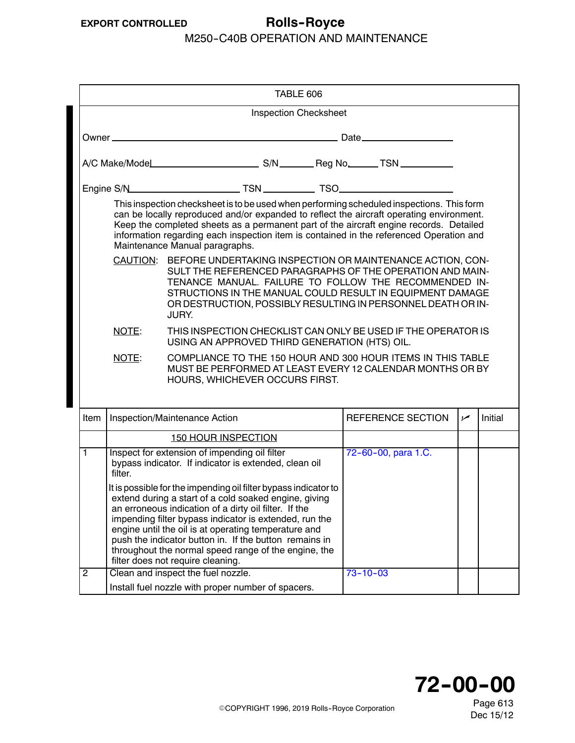TABLE 606

Inspection Checksheet

Owner ______________________________ Date ______________

A/C Make/Model ______________ S/N ______ Reg No. ______ TSN ________

Engine S/N ______________ TSN ________ TSO ______________

This inspection checksheet is to be used when performing scheduled inspections. This form can be locally reproduced and/or expanded to reflect the aircraft operating environment. Keep the completed sheets as a permanent part of the aircraft engine records. Detailed information regarding each inspection item is contained in the referenced Operation and Maintenance Manual paragraphs.

CAUTION: BEFORE UNDERTAKING INSPECTION OR MAINTENANCE ACTION, CONSULT THE REFERENCED PARAGRAPHS OF THE OPERATION AND MAINTENANCE MANUAL. FAILURE TO FOLLOW THE RECOMMENDED INSTRUCTIONS IN THE MANUAL COULD RESULT IN EQUIPMENT DAMAGE OR DESTRUCTION, POSSIBLY RESULTING IN PERSONNEL DEATH OR INJURY.

NOTE: THIS INSPECTION CHECKLIST CAN ONLY BE USED IF THE OPERATOR IS USING AN APPROVED THIRD GENERATION (HTS) OIL.

NOTE: COMPLIANCE TO THE 150 HOUR AND 300 HOUR ITEMS IN THIS TABLE MUST BE PERFORMED AT LEAST EVERY 12 CALENDAR MONTHS OR BY HOURS, WHICHEVER OCCURS FIRST.

| Item | Inspection/Maintenance Action | REFERENCE SECTION | ✓ | Initial |
|---|---|---|---|---|
| | 150 HOUR INSPECTION | | | |
| 1 | Inspect for extension of impending oil filter bypass indicator. If indicator is extended, clean oil filter.<br><br>It is possible for the impending oil filter bypass indicator to extend during a start of a cold soaked engine, giving an erroneous indication of a dirty oil filter. If the impending filter bypass indicator is extended, run the engine until the oil is at operating temperature and push the indicator button in. If the button remains in throughout the normal speed range of the engine, the filter does not require cleaning. | 72-60-00, para 1.C. | | |
| 2 | Clean and inspect the fuel nozzle.<br><br>Install fuel nozzle with proper number of spacers. | 73-10-03 | | |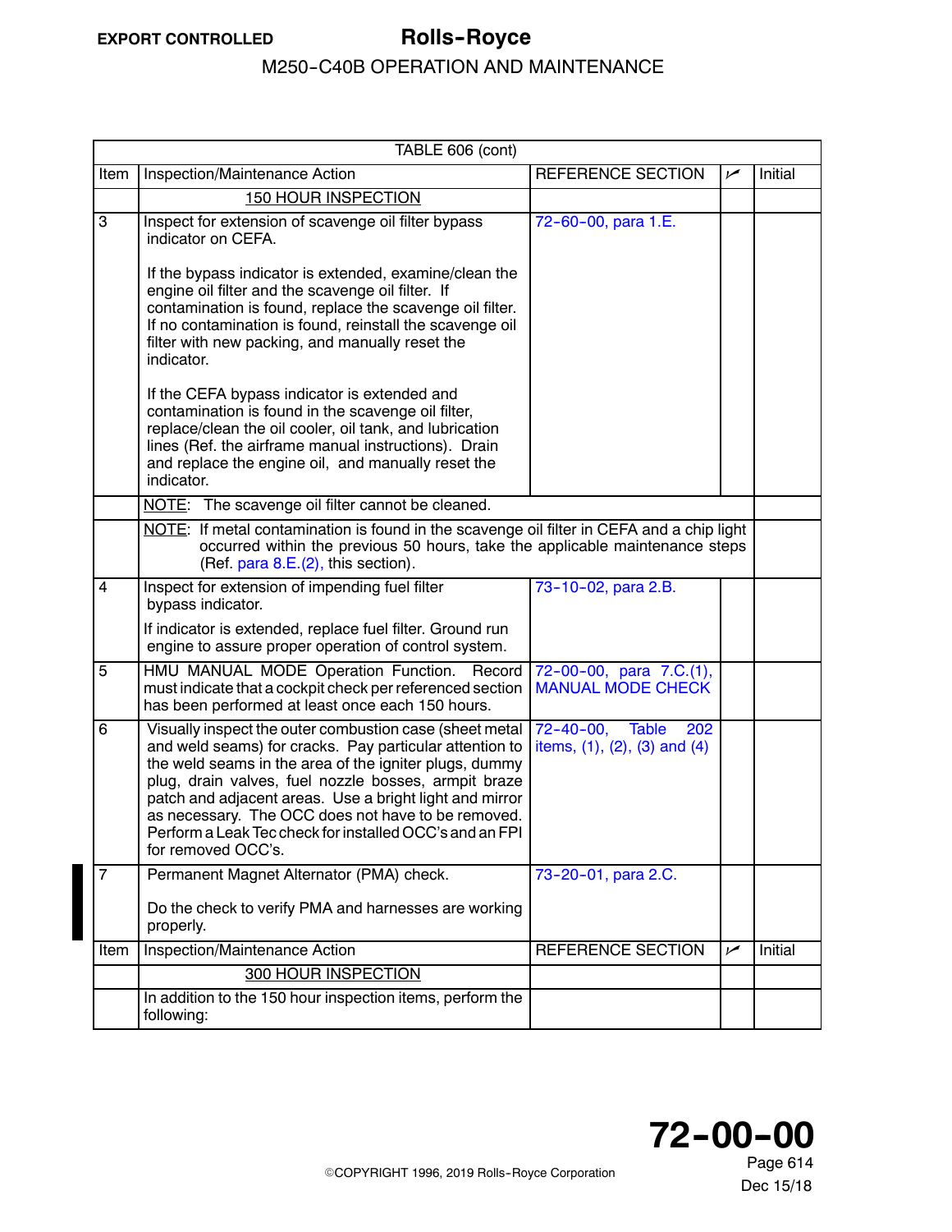| TABLE 606 (cont) | | | | |
|---|---|---|---|---|
| Item | Inspection/Maintenance Action | REFERENCE SECTION | ✓ | Initial |
| | 150 HOUR INSPECTION | | | |
| 3 | Inspect for extension of scavenge oil filter bypass indicator on CEFA.<br><br>If the bypass indicator is extended, examine/clean the engine oil filter and the scavenge oil filter. If contamination is found, replace the scavenge oil filter. If no contamination is found, reinstall the scavenge oil filter with new packing, and manually reset the indicator.<br><br>If the CEFA bypass indicator is extended and contamination is found in the scavenge oil filter, replace/clean the oil cooler, oil tank, and lubrication lines (Ref. the airframe manual instructions). Drain and replace the engine oil, and manually reset the indicator. | 72-60-00, para 1.E. | | |
| | NOTE: The scavenge oil filter cannot be cleaned. | | | |
| | NOTE: If metal contamination is found in the scavenge oil filter in CEFA and a chip light occurred within the previous 50 hours, take the applicable maintenance steps (Ref. para 8.E.(2), this section). | | | |
| 4 | Inspect for extension of impending fuel filter bypass indicator.<br><br>If indicator is extended, replace fuel filter. Ground run engine to assure proper operation of control system. | 73-10-02, para 2.B. | | |
| 5 | HMU MANUAL MODE Operation Function. Record must indicate that a cockpit check per referenced section has been performed at least once each 150 hours. | 72-00-00, para 7.C.(1), MANUAL MODE CHECK | | |
| 6 | Visually inspect the outer combustion case (sheet metal and weld seams) for cracks. Pay particular attention to the weld seams in the area of the igniter plugs, dummy plug, drain valves, fuel nozzle bosses, armpit braze patch and adjacent areas. Use a bright light and mirror as necessary. The OCC does not have to be removed. Perform a Leak Tec check for installed OCC's and an FPI for removed OCC's. | 72-40-00, Table 202 items, (1), (2), (3) and (4) | | |
| 7 | Permanent Magnet Alternator (PMA) check.<br><br>Do the check to verify PMA and harnesses are working properly. | 73-20-01, para 2.C. | | |
| Item | Inspection/Maintenance Action | REFERENCE SECTION | ✓ | Initial |
| | 300 HOUR INSPECTION | | | |
| | In addition to the 150 hour inspection items, perform the following: | | | |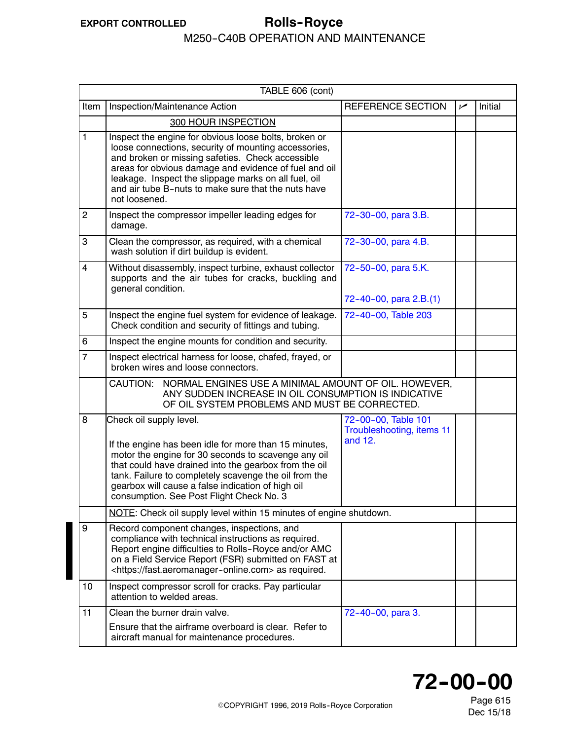| TABLE 606 (cont) | | | | |
|---|---|---|---|---|
| Item | Inspection/Maintenance Action | REFERENCE SECTION | ✓ | Initial |
| | 300 HOUR INSPECTION | | | |
| 1 | Inspect the engine for obvious loose bolts, broken or loose connections, security of mounting accessories, and broken or missing safeties. Check accessible areas for obvious damage and evidence of fuel and oil leakage. Inspect the slippage marks on all fuel, oil and air tube B-nuts to make sure that the nuts have not loosened. | | | |
| 2 | Inspect the compressor impeller leading edges for damage. | 72-30-00, para 3.B. | | |
| 3 | Clean the compressor, as required, with a chemical wash solution if dirt buildup is evident. | 72-30-00, para 4.B. | | |
| 4 | Without disassembly, inspect turbine, exhaust collector supports and the air tubes for cracks, buckling and general condition. | 72-50-00, para 5.K.<br><br>72-40-00, para 2.B.(1) | | |
| 5 | Inspect the engine fuel system for evidence of leakage. Check condition and security of fittings and tubing. | 72-40-00, Table 203 | | |
| 6 | Inspect the engine mounts for condition and security. | | | |
| 7 | Inspect electrical harness for loose, chafed, frayed, or broken wires and loose connectors. | | | |
| | CAUTION: NORMAL ENGINES USE A MINIMAL AMOUNT OF OIL. HOWEVER, ANY SUDDEN INCREASE IN OIL CONSUMPTION IS INDICATIVE OF OIL SYSTEM PROBLEMS AND MUST BE CORRECTED. | | | |
| 8 | Check oil supply level.<br><br>If the engine has been idle for more than 15 minutes, motor the engine for 30 seconds to scavenge any oil that could have drained into the gearbox from the oil tank. Failure to completely scavenge the oil from the gearbox will cause a false indication of high oil consumption. See Post Flight Check No. 3 | 72-00-00, Table 101 Troubleshooting, items 11 and 12. | | |
| | NOTE: Check oil supply level within 15 minutes of engine shutdown. | | | |
| 9 | Record component changes, inspections, and compliance with technical instructions as required. Report engine difficulties to Rolls-Royce and/or AMC on a Field Service Report (FSR) submitted on FAST at <https://fast.aeromanager-online.com> as required. | | | |
| 10 | Inspect compressor scroll for cracks. Pay particular attention to welded areas. | | | |
| 11 | Clean the burner drain valve.<br><br>Ensure that the airframe overboard is clear. Refer to aircraft manual for maintenance procedures. | 72-40-00, para 3. | | |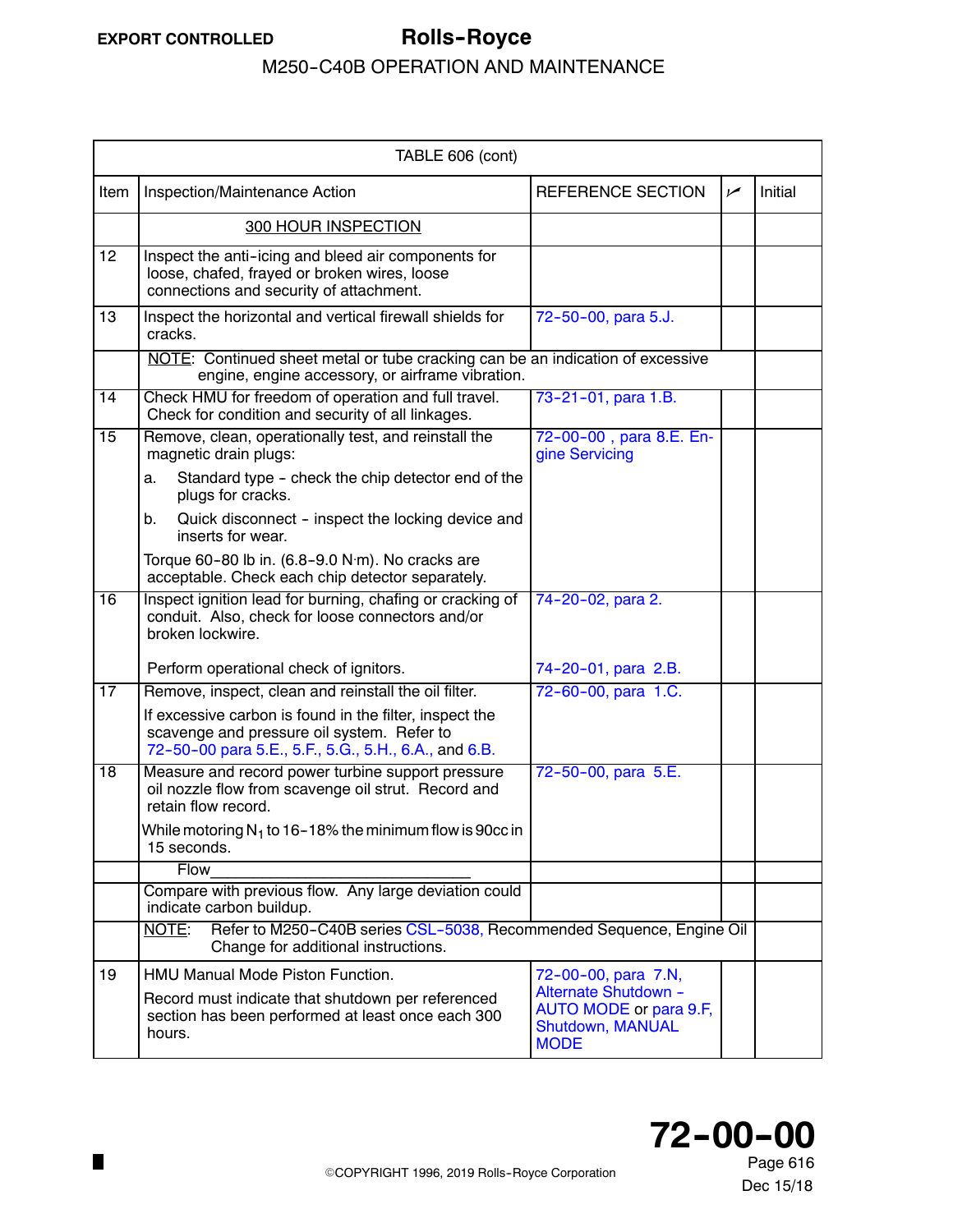| TABLE 606 (cont) | | | | |
|---|---|---|---|---|
| Item | Inspection/Maintenance Action | REFERENCE SECTION | ✓ | Initial |
| | 300 HOUR INSPECTION | | | |
| 12 | Inspect the anti-icing and bleed air components for loose, chafed, frayed or broken wires, loose connections and security of attachment. | | | |
| 13 | Inspect the horizontal and vertical firewall shields for cracks. | 72-50-00, para 5.J. | | |
| | NOTE: Continued sheet metal or tube cracking can be an indication of excessive engine, engine accessory, or airframe vibration. | | | |
| 14 | Check HMU for freedom of operation and full travel. Check for condition and security of all linkages. | 73-21-01, para 1.B. | | |
| 15 | Remove, clean, operationally test, and reinstall the magnetic drain plugs:<br>a. Standard type - check the chip detector end of the plugs for cracks.<br>b. Quick disconnect - inspect the locking device and inserts for wear.<br>Torque 60-80 lb in. (6.8-9.0 N·m). No cracks are acceptable. Check each chip detector separately. | 72-00-00 , para 8.E. Engine Servicing | | |
| 16 | Inspect ignition lead for burning, chafing or cracking of conduit. Also, check for loose connectors and/or broken lockwire.<br>Perform operational check of ignitors. | 74-20-02, para 2.<br>74-20-01, para 2.B. | | |
| 17 | Remove, inspect, clean and reinstall the oil filter.<br>If excessive carbon is found in the filter, inspect the scavenge and pressure oil system. Refer to 72-50-00 para 5.E., 5.F., 5.G., 5.H., 6.A., and 6.B. | 72-60-00, para 1.C. | | |
| 18 | Measure and record power turbine support pressure oil nozzle flow from scavenge oil strut. Record and retain flow record.<br>While motoring $N_1$ to 16-18% the minimum flow is 90cc in 15 seconds. | 72-50-00, para 5.E. | | |
| | Flow________________________ | | | |
| | Compare with previous flow. Any large deviation could indicate carbon buildup. | | | |
| | NOTE: Refer to M250-C40B series CSL-5038, Recommended Sequence, Engine Oil Change for additional instructions. | | | |
| 19 | HMU Manual Mode Piston Function.<br>Record must indicate that shutdown per referenced section has been performed at least once each 300 hours. | 72-00-00, para 7.N, Alternate Shutdown - AUTO MODE or para 9.F, Shutdown, MANUAL MODE | | |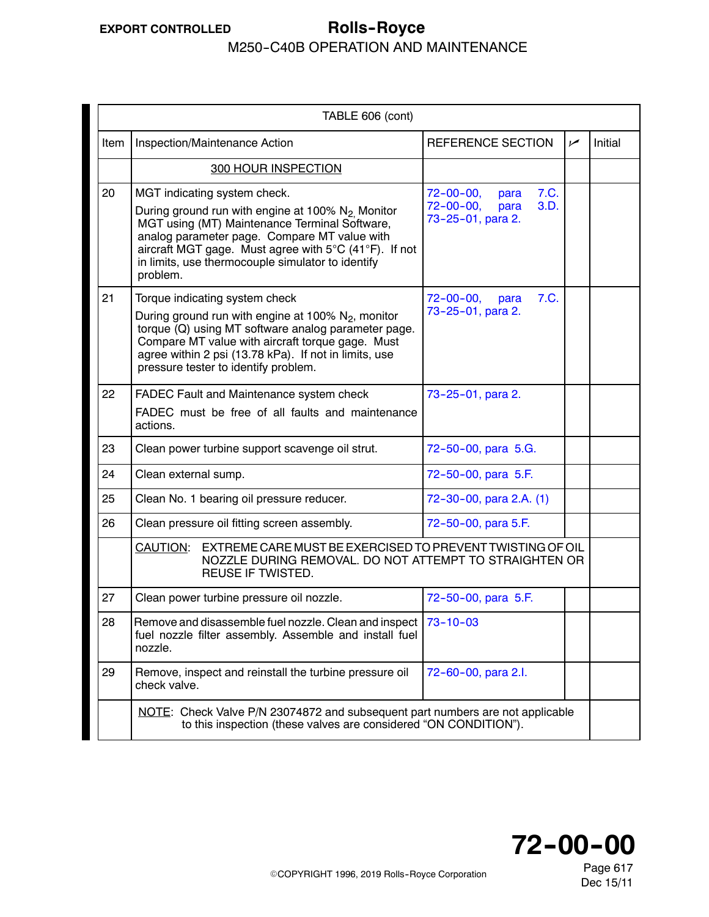| TABLE 606 (cont) | | | | |
|---|---|---|---|---|
| Item | Inspection/Maintenance Action | REFERENCE SECTION | ✓ | Initial |
| | 300 HOUR INSPECTION | | | |
| 20 | MGT indicating system check.<br>During ground run with engine at 100% $N_2$, Monitor MGT using (MT) Maintenance Terminal Software, analog parameter page. Compare MT value with aircraft MGT gage. Must agree with 5°C (41°F). If not in limits, use thermocouple simulator to identify problem. | 72-00-00, para 7.C.<br>72-00-00, para 3.D.<br>73-25-01, para 2. | | |
| 21 | Torque indicating system check<br>During ground run with engine at 100% $N_2$, monitor torque (Q) using MT software analog parameter page. Compare MT value with aircraft torque gage. Must agree within 2 psi (13.78 kPa). If not in limits, use pressure tester to identify problem. | 72-00-00, para 7.C.<br>73-25-01, para 2. | | |
| 22 | FADEC Fault and Maintenance system check<br>FADEC must be free of all faults and maintenance actions. | 73-25-01, para 2. | | |
| 23 | Clean power turbine support scavenge oil strut. | 72-50-00, para 5.G. | | |
| 24 | Clean external sump. | 72-50-00, para 5.F. | | |
| 25 | Clean No. 1 bearing oil pressure reducer. | 72-30-00, para 2.A. (1) | | |
| 26 | Clean pressure oil fitting screen assembly. | 72-50-00, para 5.F. | | |
| | CAUTION: EXTREME CARE MUST BE EXERCISED TO PREVENT TWISTING OF OIL NOZZLE DURING REMOVAL. DO NOT ATTEMPT TO STRAIGHTEN OR REUSE IF TWISTED. | | | |
| 27 | Clean power turbine pressure oil nozzle. | 72-50-00, para 5.F. | | |
| 28 | Remove and disassemble fuel nozzle. Clean and inspect fuel nozzle filter assembly. Assemble and install fuel nozzle. | 73-10-03 | | |
| 29 | Remove, inspect and reinstall the turbine pressure oil check valve. | 72-60-00, para 2.I. | | |
| | NOTE: Check Valve P/N 23074872 and subsequent part numbers are not applicable to this inspection (these valves are considered “ON CONDITION”). | | | |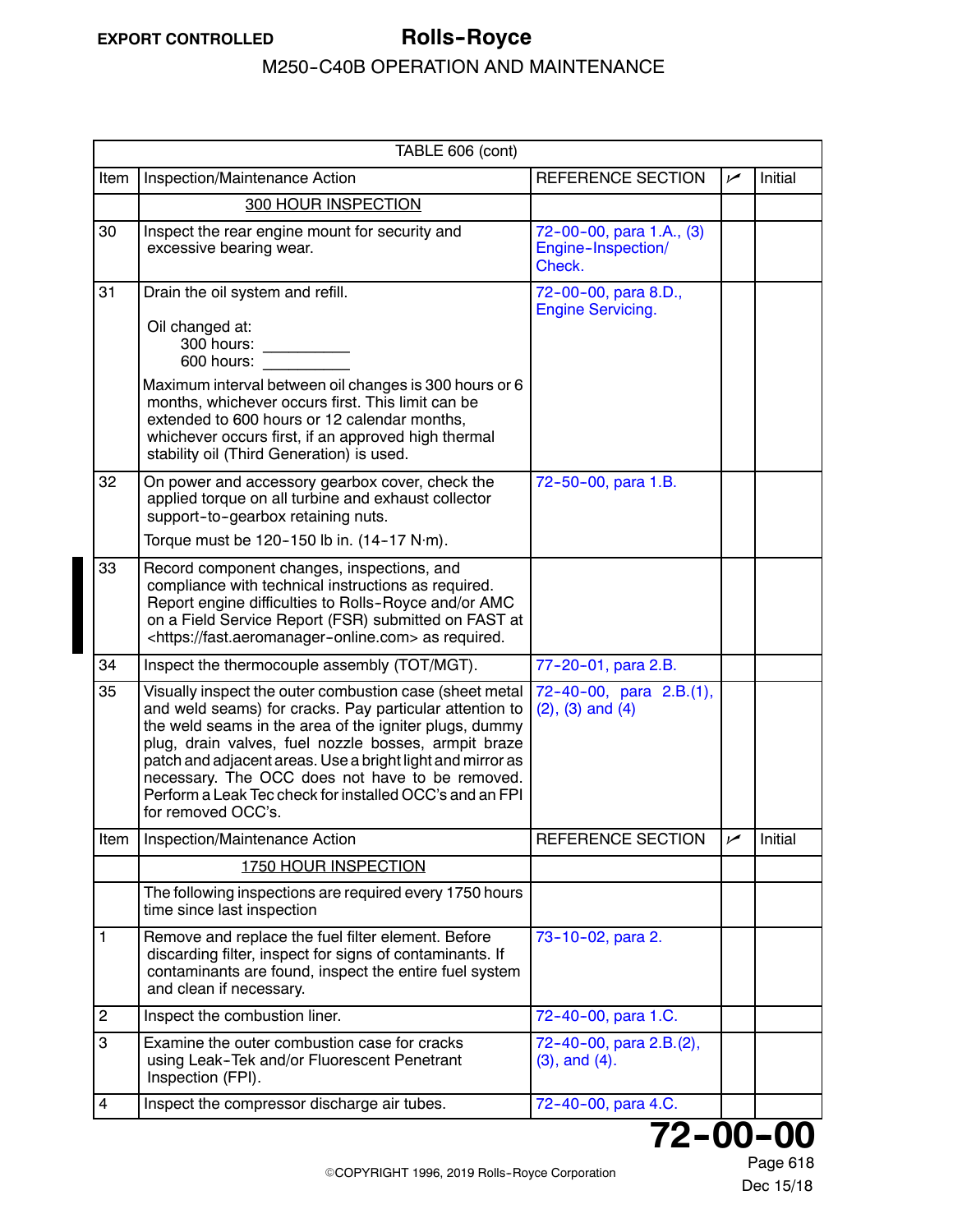| TABLE 606 (cont) | | | | |
|---|---|---|---|---|
| Item | Inspection/Maintenance Action | REFERENCE SECTION | ✓ | Initial |
| | 300 HOUR INSPECTION | | | |
| 30 | Inspect the rear engine mount for security and excessive bearing wear. | 72-00-00, para 1.A., (3) Engine-Inspection/ Check. | | |
| 31 | Drain the oil system and refill.<br><br>Oil changed at:<br>300 hours: __________<br>600 hours: __________<br><br>Maximum interval between oil changes is 300 hours or 6 months, whichever occurs first. This limit can be extended to 600 hours or 12 calendar months, whichever occurs first, if an approved high thermal stability oil (Third Generation) is used. | 72-00-00, para 8.D., Engine Servicing. | | |
| 32 | On power and accessory gearbox cover, check the applied torque on all turbine and exhaust collector support-to-gearbox retaining nuts.<br><br>Torque must be 120-150 lb in. (14-17 N·m). | 72-50-00, para 1.B. | | |
| 33 | Record component changes, inspections, and compliance with technical instructions as required. Report engine difficulties to Rolls-Royce and/or AMC on a Field Service Report (FSR) submitted on FAST at <https://fast.aeromanager-online.com> as required. | | | |
| 34 | Inspect the thermocouple assembly (TOT/MGT). | 77-20-01, para 2.B. | | |
| 35 | Visually inspect the outer combustion case (sheet metal and weld seams) for cracks. Pay particular attention to the weld seams in the area of the igniter plugs, dummy plug, drain valves, fuel nozzle bosses, armpit braze patch and adjacent areas. Use a bright light and mirror as necessary. The OCC does not have to be removed. Perform a Leak Tec check for installed OCC's and an FPI for removed OCC's. | 72-40-00, para 2.B.(1), (2), (3) and (4) | | |
| Item | Inspection/Maintenance Action | REFERENCE SECTION | ✓ | Initial |
| | 1750 HOUR INSPECTION | | | |
| | The following inspections are required every 1750 hours time since last inspection | | | |
| 1 | Remove and replace the fuel filter element. Before discarding filter, inspect for signs of contaminants. If contaminants are found, inspect the entire fuel system and clean if necessary. | 73-10-02, para 2. | | |
| 2 | Inspect the combustion liner. | 72-40-00, para 1.C. | | |
| 3 | Examine the outer combustion case for cracks using Leak-Tek and/or Fluorescent Penetrant Inspection (FPI). | 72-40-00, para 2.B.(2), (3), and (4). | | |
| 4 | Inspect the compressor discharge air tubes. | 72-40-00, para 4.C. | | |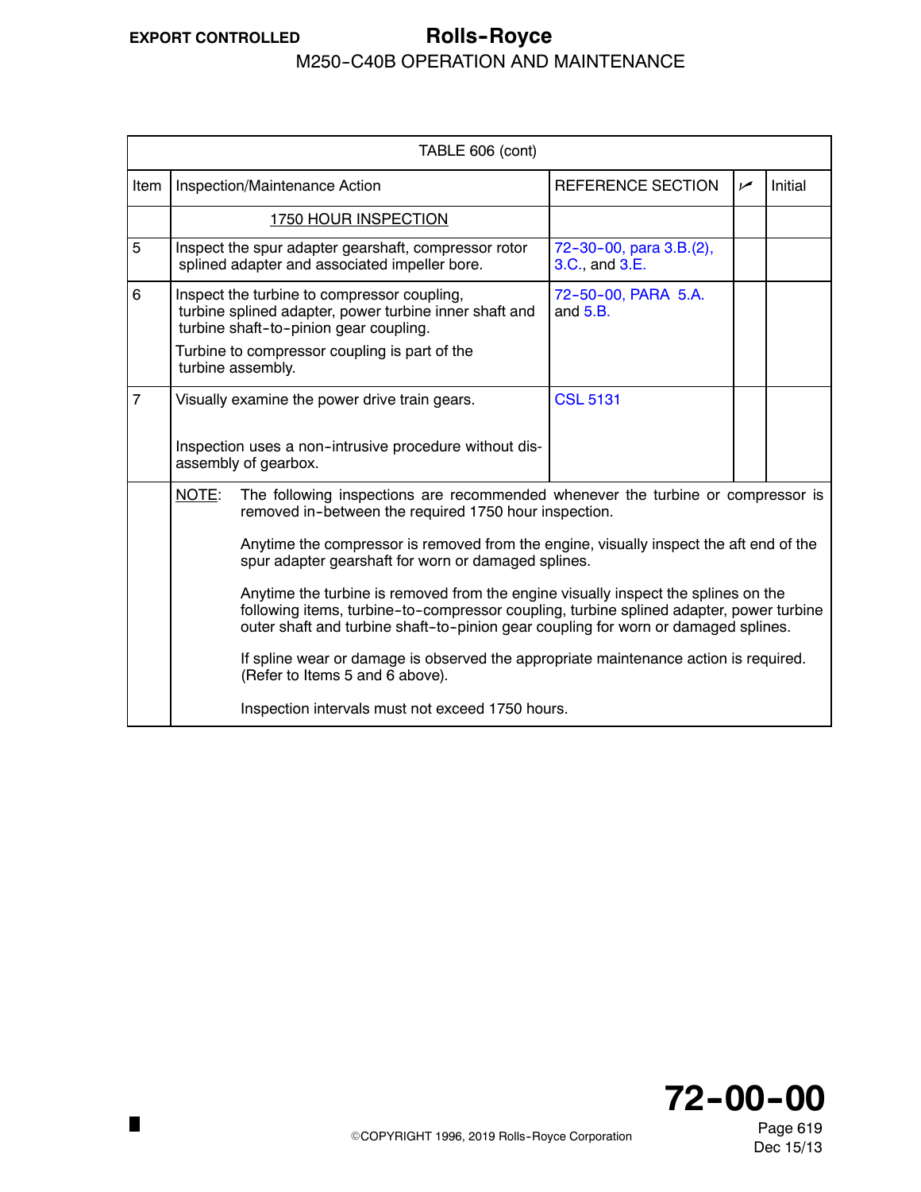| TABLE 606 (cont) | | | | |
|---|---|---|---|---|
| Item | Inspection/Maintenance Action | REFERENCE SECTION | ✓ | Initial |
| | 1750 HOUR INSPECTION | | | |
| 5 | Inspect the spur adapter gearshaft, compressor rotor splined adapter and associated impeller bore. | 72-30-00, para 3.B.(2), 3.C., and 3.E. | | |
| 6 | Inspect the turbine to compressor coupling, turbine splined adapter, power turbine inner shaft and turbine shaft-to-pinion gear coupling.<br><br>Turbine to compressor coupling is part of the turbine assembly. | 72-50-00, PARA 5.A. and 5.B. | | |
| 7 | Visually examine the power drive train gears.<br><br>Inspection uses a non-intrusive procedure without disassembly of gearbox. | CSL 5131 | | |
| | NOTE: The following inspections are recommended whenever the turbine or compressor is removed in-between the required 1750 hour inspection.<br><br>Anytime the compressor is removed from the engine, visually inspect the aft end of the spur adapter gearshaft for worn or damaged splines.<br><br>Anytime the turbine is removed from the engine visually inspect the splines on the following items, turbine-to-compressor coupling, turbine splined adapter, power turbine outer shaft and turbine shaft-to-pinion gear coupling for worn or damaged splines.<br><br>If spline wear or damage is observed the appropriate maintenance action is required. (Refer to Items 5 and 6 above).<br><br>Inspection intervals must not exceed 1750 hours. | | | |